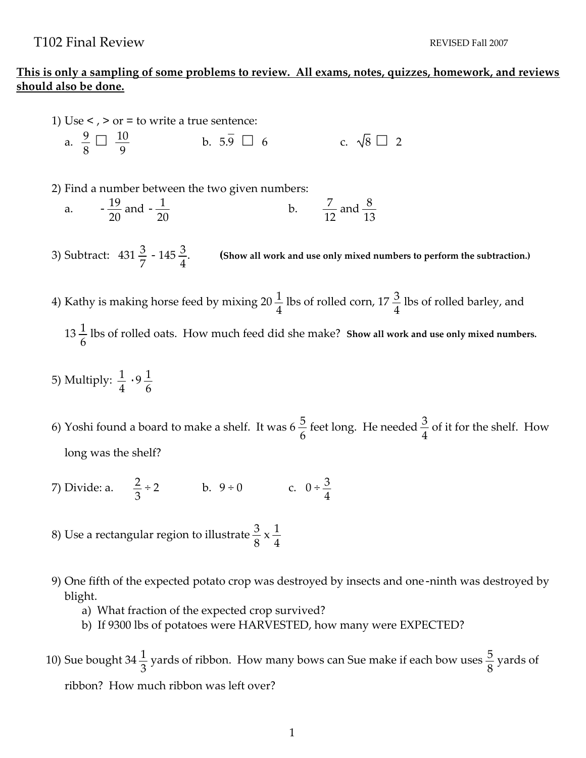# T102 Final Review

REVISED Fall 2007

**<u>This is only a sampling of some problems to review. All exams, notes, quizzes, homework, and reviews should also be done.</u>**

1) Use < , > or = to write a true sentence:

a. $\frac{9}{8} \square \frac{10}{9}$ b. $5.\overline{9} \square 6$ c. $\sqrt{8} \square 2$

2) Find a number between the two given numbers:

a. $-\frac{19}{20}$ and $-\frac{1}{20}$ b. $\frac{7}{12}$ and $\frac{8}{13}$

3) Subtract: $431\frac{3}{7} - 145\frac{3}{4}$. **(Show all work and use only mixed numbers to perform the subtraction.)**

4) Kathy is making horse feed by mixing $20\frac{1}{4}$ lbs of rolled corn, $17\frac{3}{4}$ lbs of rolled barley, and $13\frac{1}{6}$ lbs of rolled oats. How much feed did she make? **Show all work and use only mixed numbers.**

5) Multiply: $\frac{1}{4} \cdot 9\frac{1}{6}$

6) Yoshi found a board to make a shelf. It was $6\frac{5}{6}$ feet long. He needed $\frac{3}{4}$ of it for the shelf. How long was the shelf?

7) Divide: a. $\frac{2}{3} \div 2$ b. $9 \div 0$ c. $0 \div \frac{3}{4}$

8) Use a rectangular region to illustrate $\frac{3}{8} \times \frac{1}{4}$

9) One fifth of the expected potato crop was destroyed by insects and one-ninth was destroyed by blight.

   a) What fraction of the expected crop survived?
   b) If 9300 lbs of potatoes were HARVESTED, how many were EXPECTED?

10) Sue bought $34\frac{1}{3}$ yards of ribbon. How many bows can Sue make if each bow uses $\frac{5}{8}$ yards of ribbon? How much ribbon was left over?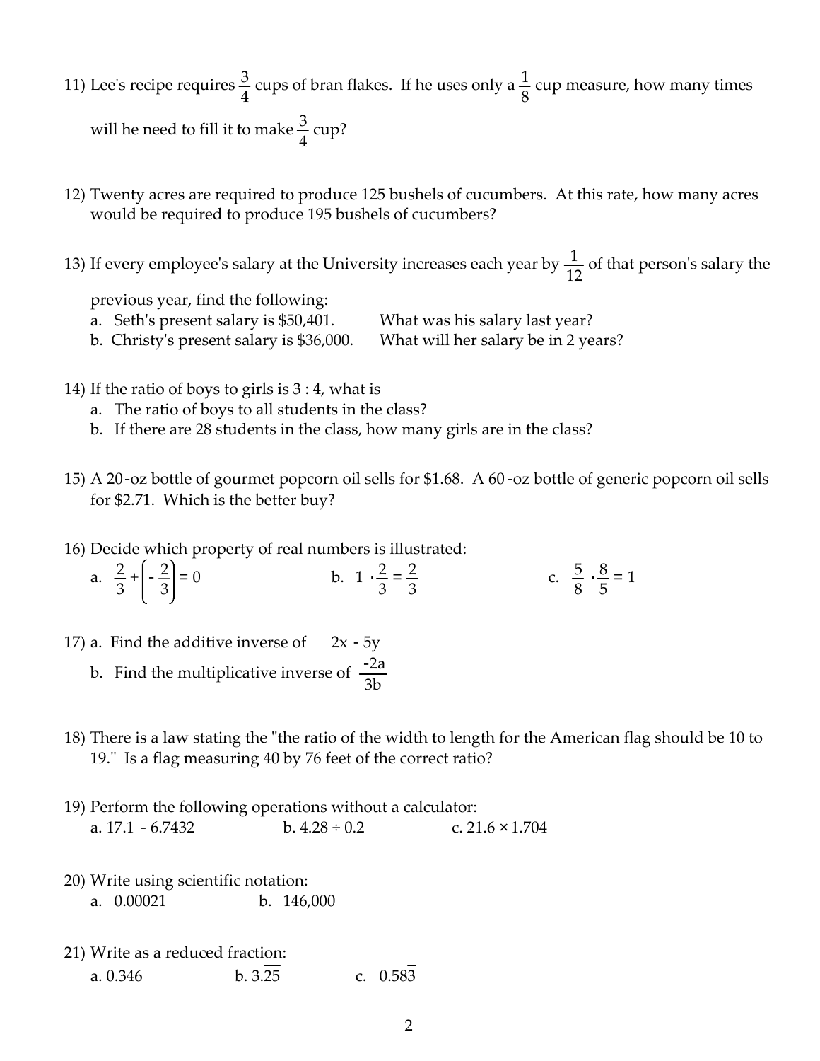11) Lee's recipe requires $\frac{3}{4}$ cups of bran flakes. If he uses only a $\frac{1}{8}$ cup measure, how many times will he need to fill it to make $\frac{3}{4}$ cup?

12) Twenty acres are required to produce 125 bushels of cucumbers. At this rate, how many acres would be required to produce 195 bushels of cucumbers?

13) If every employee's salary at the University increases each year by $\frac{1}{12}$ of that person's salary the previous year, find the following:
   a. Seth's present salary is $50,401. What was his salary last year?
   b. Christy's present salary is $36,000. What will her salary be in 2 years?

14) If the ratio of boys to girls is 3 : 4, what is
   a. The ratio of boys to all students in the class?
   b. If there are 28 students in the class, how many girls are in the class?

15) A 20-oz bottle of gourmet popcorn oil sells for $1.68. A 60-oz bottle of generic popcorn oil sells for $2.71. Which is the better buy?

16) Decide which property of real numbers is illustrated:
   a. $\frac{2}{3} + \left(-\frac{2}{3}\right) = 0$  b. $1 \cdot \frac{2}{3} = \frac{2}{3}$  c. $\frac{5}{8} \cdot \frac{8}{5} = 1$

17) a. Find the additive inverse of $2x - 5y$
   b. Find the multiplicative inverse of $\frac{-2a}{3b}$

18) There is a law stating the "the ratio of the width to length for the American flag should be 10 to 19." Is a flag measuring 40 by 76 feet of the correct ratio?

19) Perform the following operations without a calculator:
   a. $17.1 - 6.7432$  b. $4.28 \div 0.2$  c. $21.6 \times 1.704$

20) Write using scientific notation:
   a. 0.00021  b. 146,000

21) Write as a reduced fraction:
   a. 0.346  b. $3.\overline{25}$  c. $0.58\overline{3}$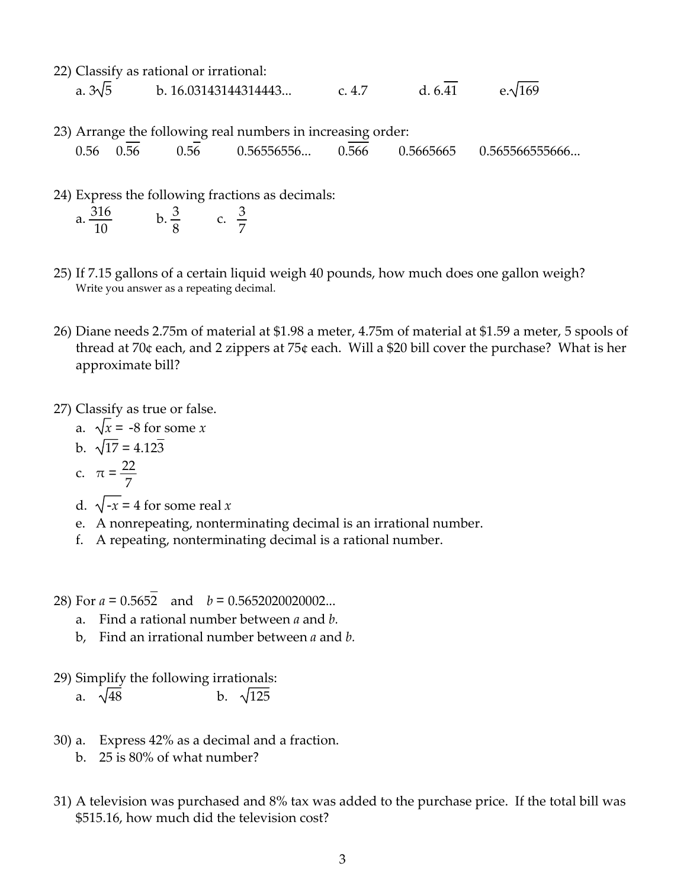22) Classify as rational or irrational:

a. $3\sqrt{5}$ b. 16.03143144314443... c. 4.7 d. $6.\overline{41}$ e. $\sqrt{169}$

23) Arrange the following real numbers in increasing order:

0.56 $0.\overline{56}$ $0.5\overline{6}$ 0.56556556... $0.\overline{566}$ 0.5665665 0.565566555666...

24) Express the following fractions as decimals:

a. $\dfrac{316}{10}$ b. $\dfrac{3}{8}$ c. $\dfrac{3}{7}$

25) If 7.15 gallons of a certain liquid weigh 40 pounds, how much does one gallon weigh?
Write you answer as a repeating decimal.

26) Diane needs 2.75m of material at $1.98 a meter, 4.75m of material at $1.59 a meter, 5 spools of thread at 70¢ each, and 2 zippers at 75¢ each. Will a $20 bill cover the purchase? What is her approximate bill?

27) Classify as true or false.

a. $\sqrt{x} = -8$ for some $x$
b. $\sqrt{17} = 4.12\overline{3}$
c. $\pi = \dfrac{22}{7}$
d. $\sqrt{-x} = 4$ for some real $x$
e. A nonrepeating, nonterminating decimal is an irrational number.
f. A repeating, nonterminating decimal is a rational number.

28) For $a = 0.565\overline{2}$ and $b = 0.5652020020002...$

a. Find a rational number between $a$ and $b$.
b, Find an irrational number between $a$ and $b$.

29) Simplify the following irrationals:

a. $\sqrt{48}$ b. $\sqrt{125}$

30) a. Express 42% as a decimal and a fraction.
b. 25 is 80% of what number?

31) A television was purchased and 8% tax was added to the purchase price. If the total bill was $515.16, how much did the television cost?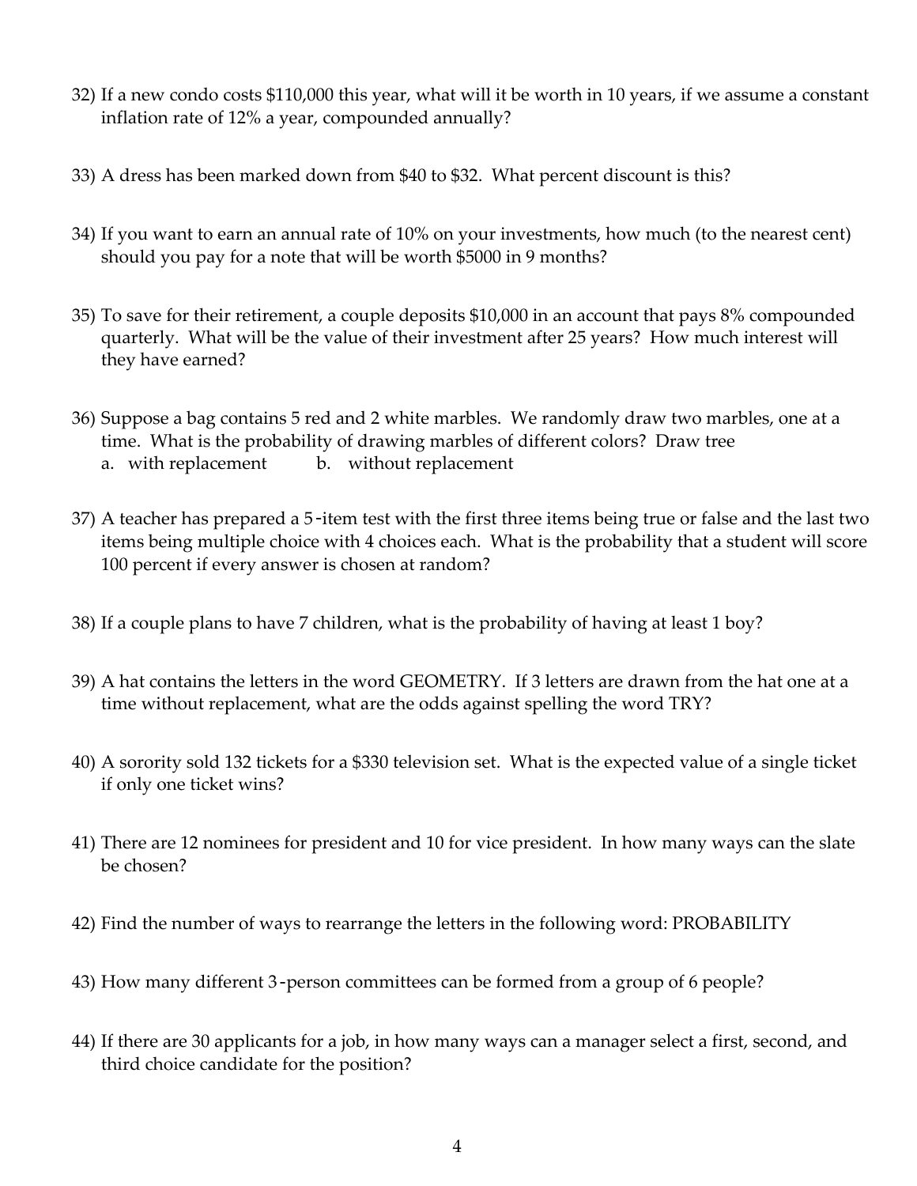32) If a new condo costs $110,000 this year, what will it be worth in 10 years, if we assume a constant inflation rate of 12% a year, compounded annually?

33) A dress has been marked down from $40 to $32. What percent discount is this?

34) If you want to earn an annual rate of 10% on your investments, how much (to the nearest cent) should you pay for a note that will be worth $5000 in 9 months?

35) To save for their retirement, a couple deposits $10,000 in an account that pays 8% compounded quarterly. What will be the value of their investment after 25 years? How much interest will they have earned?

36) Suppose a bag contains 5 red and 2 white marbles. We randomly draw two marbles, one at a time. What is the probability of drawing marbles of different colors? Draw tree
   a. with replacement  b. without replacement

37) A teacher has prepared a 5-item test with the first three items being true or false and the last two items being multiple choice with 4 choices each. What is the probability that a student will score 100 percent if every answer is chosen at random?

38) If a couple plans to have 7 children, what is the probability of having at least 1 boy?

39) A hat contains the letters in the word GEOMETRY. If 3 letters are drawn from the hat one at a time without replacement, what are the odds against spelling the word TRY?

40) A sorority sold 132 tickets for a $330 television set. What is the expected value of a single ticket if only one ticket wins?

41) There are 12 nominees for president and 10 for vice president. In how many ways can the slate be chosen?

42) Find the number of ways to rearrange the letters in the following word: PROBABILITY

43) How many different 3-person committees can be formed from a group of 6 people?

44) If there are 30 applicants for a job, in how many ways can a manager select a first, second, and third choice candidate for the position?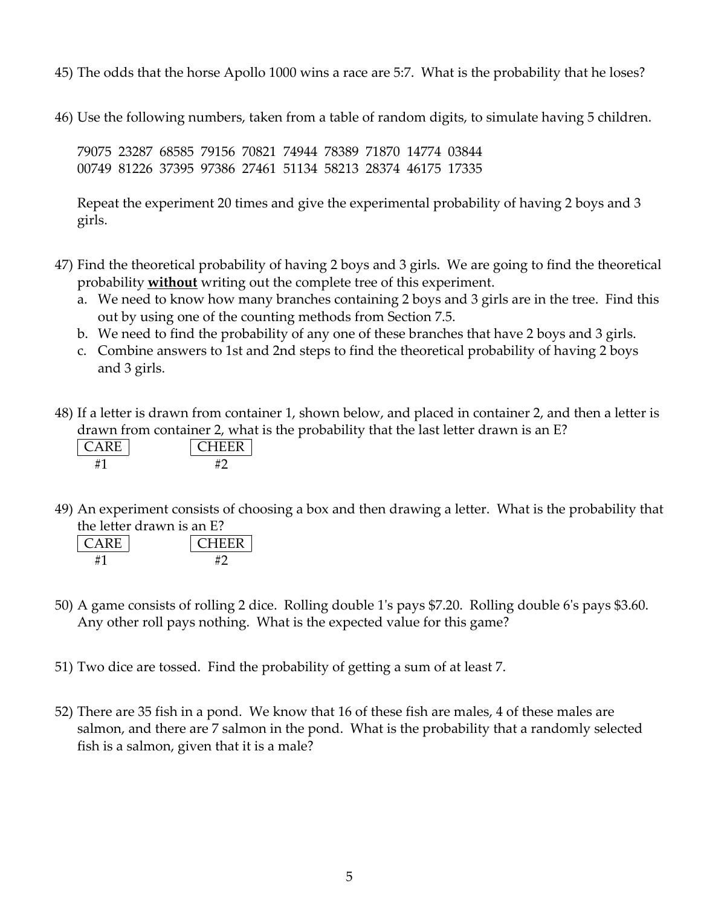45) The odds that the horse Apollo 1000 wins a race are 5:7. What is the probability that he loses?

46) Use the following numbers, taken from a table of random digits, to simulate having 5 children.

79075 23287 68585 79156 70821 74944 78389 71870 14774 03844
00749 81226 37395 97386 27461 51134 58213 28374 46175 17335

Repeat the experiment 20 times and give the experimental probability of having 2 boys and 3 girls.

47) Find the theoretical probability of having 2 boys and 3 girls. We are going to find the theoretical probability **without** writing out the complete tree of this experiment.

a. We need to know how many branches containing 2 boys and 3 girls are in the tree. Find this out by using one of the counting methods from Section 7.5.
b. We need to find the probability of any one of these branches that have 2 boys and 3 girls.
c. Combine answers to 1st and 2nd steps to find the theoretical probability of having 2 boys and 3 girls.

48) If a letter is drawn from container 1, shown below, and placed in container 2, and then a letter is drawn from container 2, what is the probability that the last letter drawn is an E?

| CARE | CHEER |
|---|---|
| #1 | #2 |

49) An experiment consists of choosing a box and then drawing a letter. What is the probability that the letter drawn is an E?

| CARE | CHEER |
|---|---|
| #1 | #2 |

50) A game consists of rolling 2 dice. Rolling double 1's pays $7.20. Rolling double 6's pays $3.60. Any other roll pays nothing. What is the expected value for this game?

51) Two dice are tossed. Find the probability of getting a sum of at least 7.

52) There are 35 fish in a pond. We know that 16 of these fish are males, 4 of these males are salmon, and there are 7 salmon in the pond. What is the probability that a randomly selected fish is a salmon, given that it is a male?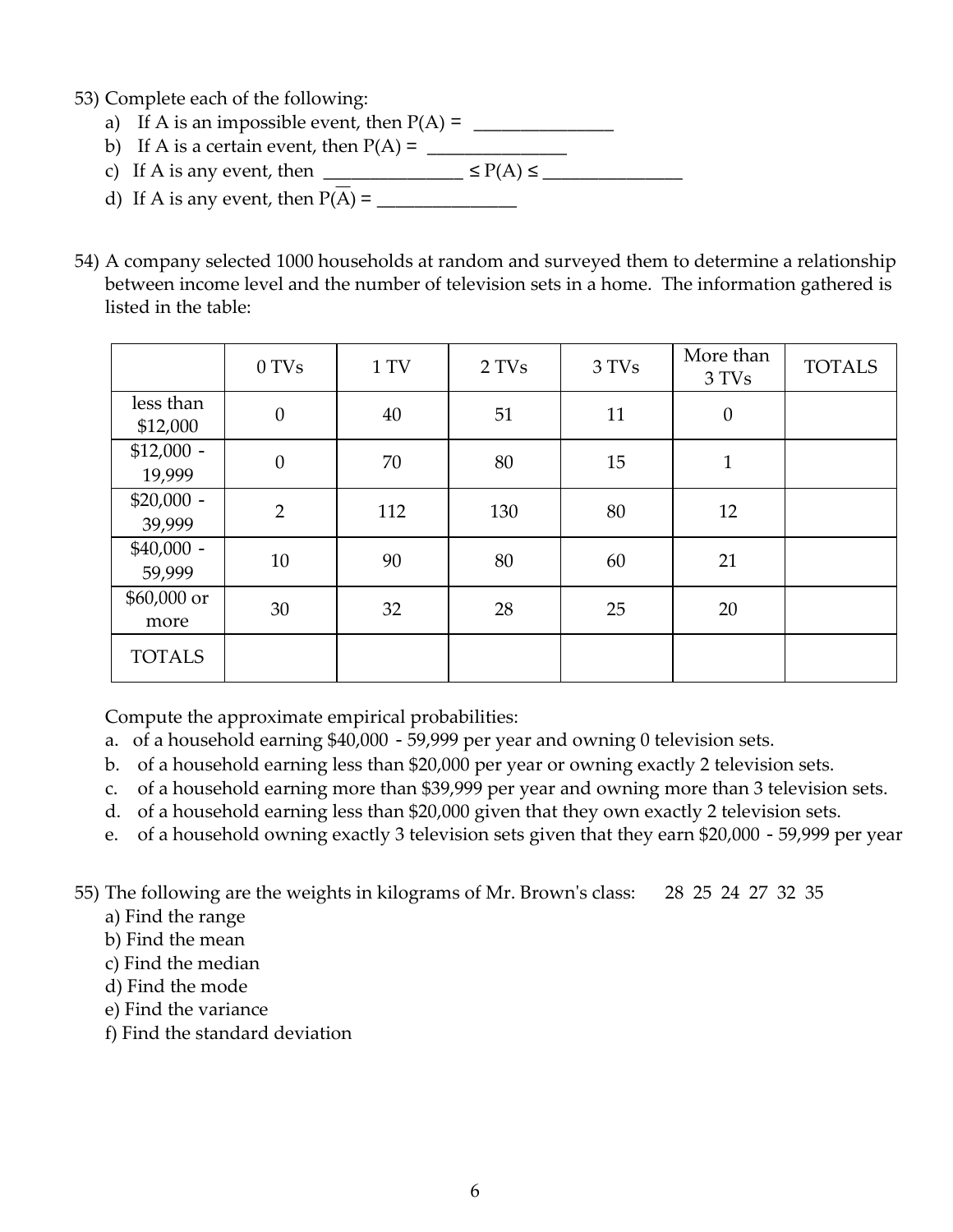53) Complete each of the following:

a) If A is an impossible event, then P(A) = _______________

b) If A is a certain event, then P(A) = _______________

c) If A is any event, then _______________ ≤ P(A) ≤ _______________

d) If A is any event, then $P(\overline{A})$ = _______________

54) A company selected 1000 households at random and surveyed them to determine a relationship between income level and the number of television sets in a home. The information gathered is listed in the table:

| | 0 TVs | 1 TV | 2 TVs | 3 TVs | More than 3 TVs | TOTALS |
|---|---|---|---|---|---|---|
| less than \$12,000 | 0 | 40 | 51 | 11 | 0 | |
| \$12,000 - 19,999 | 0 | 70 | 80 | 15 | 1 | |
| \$20,000 - 39,999 | 2 | 112 | 130 | 80 | 12 | |
| \$40,000 - 59,999 | 10 | 90 | 80 | 60 | 21 | |
| \$60,000 or more | 30 | 32 | 28 | 25 | 20 | |
| TOTALS | | | | | | |

Compute the approximate empirical probabilities:

a. of a household earning \$40,000 - 59,999 per year and owning 0 television sets.

b. of a household earning less than \$20,000 per year or owning exactly 2 television sets.

c. of a household earning more than \$39,999 per year and owning more than 3 television sets.

d. of a household earning less than \$20,000 given that they own exactly 2 television sets.

e. of a household owning exactly 3 television sets given that they earn \$20,000 - 59,999 per year

55) The following are the weights in kilograms of Mr. Brown's class: 28 25 24 27 32 35

a) Find the range

b) Find the mean

c) Find the median

d) Find the mode

e) Find the variance

f) Find the standard deviation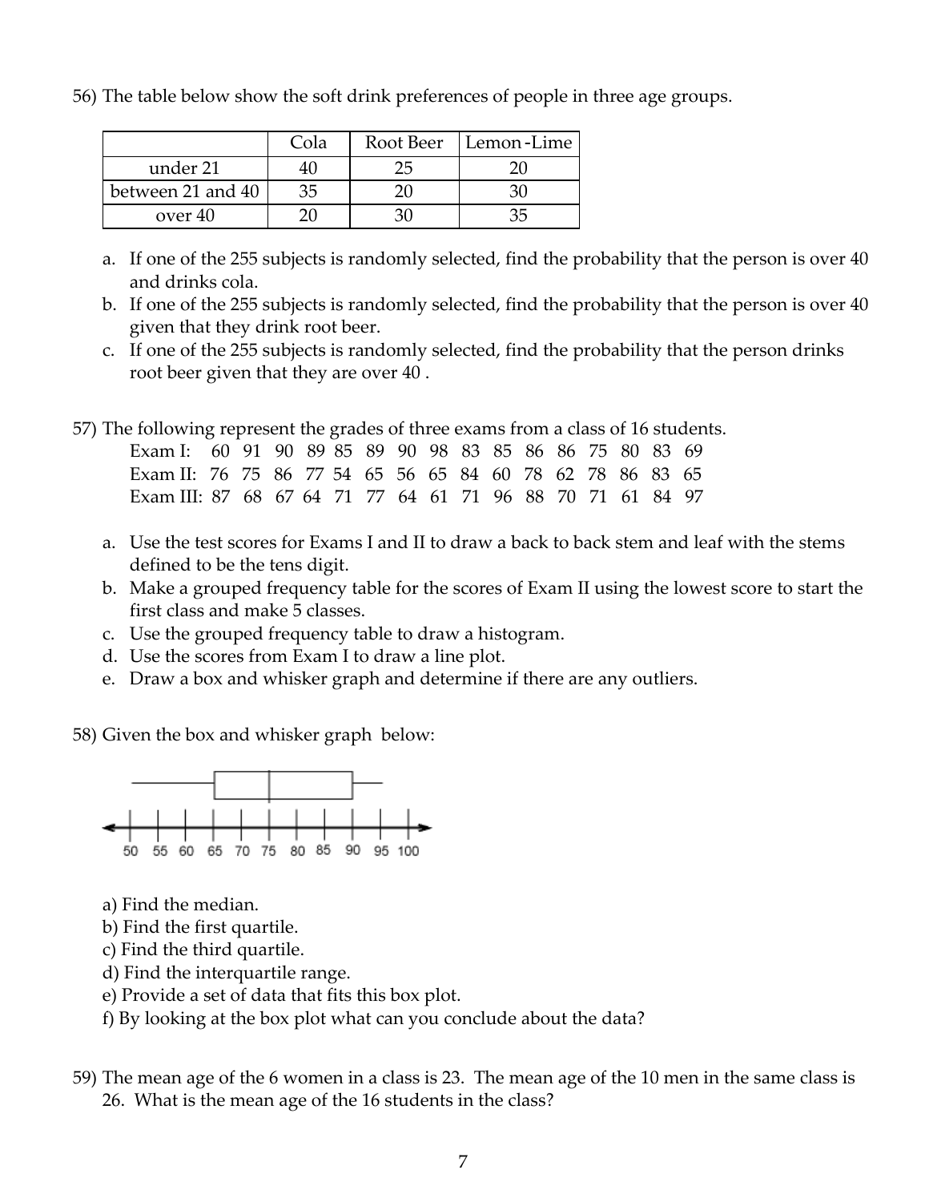56) The table below show the soft drink preferences of people in three age groups.

| | Cola | Root Beer | Lemon-Lime |
|---|---|---|---|
| under 21 | 40 | 25 | 20 |
| between 21 and 40 | 35 | 20 | 30 |
| over 40 | 20 | 30 | 35 |

a. If one of the 255 subjects is randomly selected, find the probability that the person is over 40 and drinks cola.
b. If one of the 255 subjects is randomly selected, find the probability that the person is over 40 given that they drink root beer.
c. If one of the 255 subjects is randomly selected, find the probability that the person drinks root beer given that they are over 40 .

57) The following represent the grades of three exams from a class of 16 students.

Exam I: 60 91 90 89 85 89 90 98 83 85 86 86 75 80 83 69
Exam II: 76 75 86 77 54 65 56 65 84 60 78 62 78 86 83 65
Exam III: 87 68 67 64 71 77 64 61 71 96 88 70 71 61 84 97

a. Use the test scores for Exams I and II to draw a back to back stem and leaf with the stems defined to be the tens digit.
b. Make a grouped frequency table for the scores of Exam II using the lowest score to start the first class and make 5 classes.
c. Use the grouped frequency table to draw a histogram.
d. Use the scores from Exam I to draw a line plot.
e. Draw a box and whisker graph and determine if there are any outliers.

58) Given the box and whisker graph below:

(Box plot on a number line from 50 to 100 with ticks at 50, 55, 60, 65, 70, 75, 80, 85, 90, 95, 100: left whisker starts at 55, box from 65 to 90, median line at 75, right whisker ends at 95.)

a) Find the median.
b) Find the first quartile.
c) Find the third quartile.
d) Find the interquartile range.
e) Provide a set of data that fits this box plot.
f) By looking at the box plot what can you conclude about the data?

59) The mean age of the 6 women in a class is 23. The mean age of the 10 men in the same class is 26. What is the mean age of the 16 students in the class?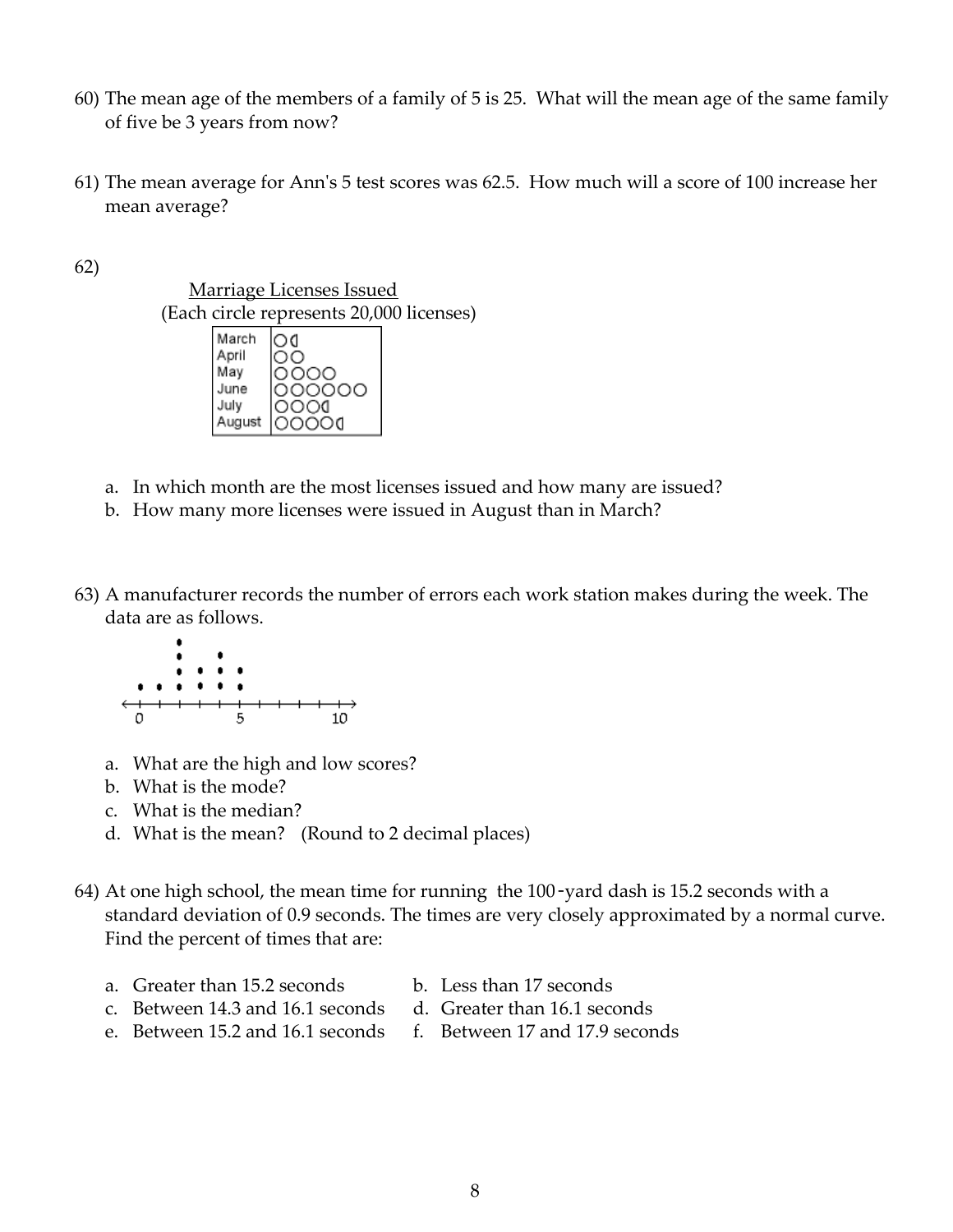60) The mean age of the members of a family of 5 is 25. What will the mean age of the same family of five be 3 years from now?

61) The mean average for Ann's 5 test scores was 62.5. How much will a score of 100 increase her mean average?

62)

Marriage Licenses Issued
(Each circle represents 20,000 licenses)

| Month | Licenses |
|---|---|
| March | ○◐ |
| April | ○○ |
| May | ○○○○ |
| June | ○○○○○○ |
| July | ○○○◐ |
| August | ○○○○◐ |

a. In which month are the most licenses issued and how many are issued?
b. How many more licenses were issued in August than in March?

63) A manufacturer records the number of errors each work station makes during the week. The data are as follows.

| Errors | 0 | 1 | 2 | 3 | 4 | 5 |
|---|---|---|---|---|---|---|
| Number of dots | 1 | 1 | 5 | 3 | 4 | 3 |

a. What are the high and low scores?
b. What is the mode?
c. What is the median?
d. What is the mean? (Round to 2 decimal places)

64) At one high school, the mean time for running the 100-yard dash is 15.2 seconds with a standard deviation of 0.9 seconds. The times are very closely approximated by a normal curve. Find the percent of times that are:

a. Greater than 15.2 seconds
b. Less than 17 seconds
c. Between 14.3 and 16.1 seconds
d. Greater than 16.1 seconds
e. Between 15.2 and 16.1 seconds
f. Between 17 and 17.9 seconds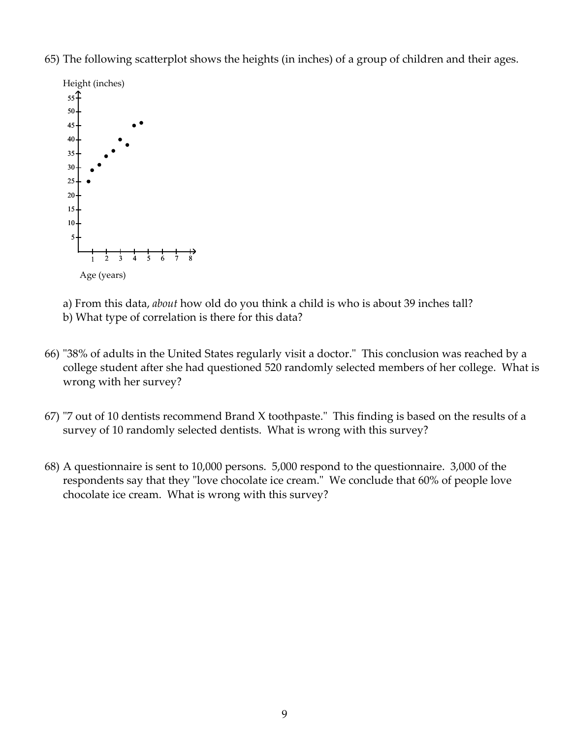65) The following scatterplot shows the heights (in inches) of a group of children and their ages.

a) From this data, *about* how old do you think a child is who is about 39 inches tall?
b) What type of correlation is there for this data?

66) "38% of adults in the United States regularly visit a doctor." This conclusion was reached by a college student after she had questioned 520 randomly selected members of her college. What is wrong with her survey?

67) "7 out of 10 dentists recommend Brand X toothpaste." This finding is based on the results of a survey of 10 randomly selected dentists. What is wrong with this survey?

68) A questionnaire is sent to 10,000 persons. 5,000 respond to the questionnaire. 3,000 of the respondents say that they "love chocolate ice cream." We conclude that 60% of people love chocolate ice cream. What is wrong with this survey?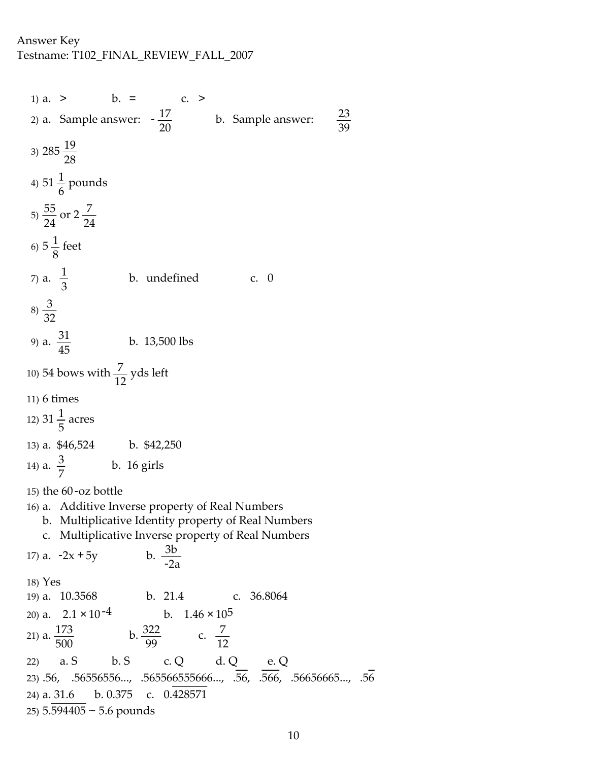Answer Key
Testname: T102_FINAL_REVIEW_FALL_2007

1) a. > b. = c. >

2) a. Sample answer: $-\frac{17}{20}$ b. Sample answer: $\frac{23}{39}$

3) $285\frac{19}{28}$

4) $51\frac{1}{6}$ pounds

5) $\frac{55}{24}$ or $2\frac{7}{24}$

6) $5\frac{1}{8}$ feet

7) a. $\frac{1}{3}$ b. undefined c. 0

8) $\frac{3}{32}$

9) a. $\frac{31}{45}$ b. 13,500 lbs

10) 54 bows with $\frac{7}{12}$ yds left

11) 6 times

12) $31\frac{1}{5}$ acres

13) a. $46,524 b. $42,250

14) a. $\frac{3}{7}$ b. 16 girls

15) the 60-oz bottle

16) a. Additive Inverse property of Real Numbers
   b. Multiplicative Identity property of Real Numbers
   c. Multiplicative Inverse property of Real Numbers

17) a. $-2x + 5y$ b. $\frac{3b}{-2a}$

18) Yes

19) a. 10.3568 b. 21.4 c. 36.8064

20) a. $2.1 \times 10^{-4}$ b. $1.46 \times 10^{5}$

21) a. $\frac{173}{500}$ b. $\frac{322}{99}$ c. $\frac{7}{12}$

22) a. S b. S c. Q d. Q e. Q

23) .56, .56556556..., .565566555666..., $.\overline{56}$, $.\overline{566}$, .56656665..., $.5\overline{6}$

24) a. $31.\overline{6}$ b. 0.375 c. $0.\overline{428571}$

25) $5.\overline{594405} \sim 5.6$ pounds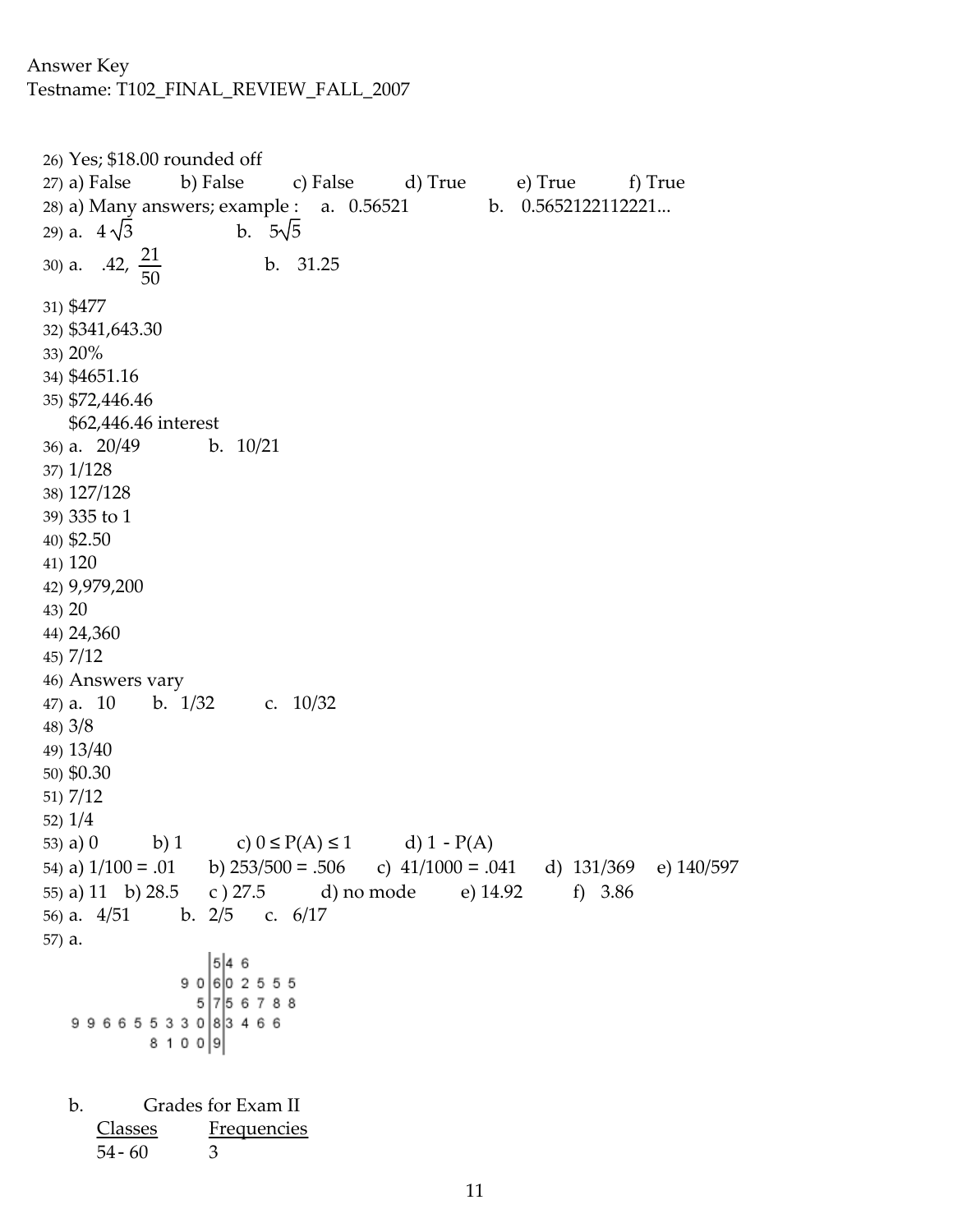Answer Key
Testname: T102_FINAL_REVIEW_FALL_2007

26) Yes; \$18.00 rounded off

27) a) False b) False c) False d) True e) True f) True

28) a) Many answers; example : a. 0.56521 b. 0.5652122112221...

29) a. $4\sqrt{3}$ b. $5\sqrt{5}$

30) a. .42, $\frac{21}{50}$ b. 31.25

31) \$477

32) \$341,643.30

33) 20%

34) \$4651.16

35) \$72,446.46
\$62,446.46 interest

36) a. 20/49 b. 10/21

37) 1/128

38) 127/128

39) 335 to 1

40) \$2.50

41) 120

42) 9,979,200

43) 20

44) 24,360

45) 7/12

46) Answers vary

47) a. 10 b. 1/32 c. 10/32

48) 3/8

49) 13/40

50) \$0.30

51) 7/12

52) 1/4

53) a) 0 b) 1 c) $0 \le P(A) \le 1$ d) $1 - P(A)$

54) a) 1/100 = .01 b) 253/500 = .506 c) 41/1000 = .041 d) 131/369 e) 140/597

55) a) 11 b) 28.5 c ) 27.5 d) no mode e) 14.92 f) 3.86

56) a. 4/51 b. 2/5 c. 6/17

57) a.

| Leaves | Stem | Leaves |
|---|---|---|
| | 5 | 4 6 |
| 9 0 | 6 | 0 2 5 5 5 |
| 5 | 7 | 5 6 7 8 8 |
| 9 9 6 6 5 5 3 3 0 | 8 | 3 4 6 6 |
| 8 1 0 0 | 9 | |

b. Grades for Exam II

| Classes | Frequencies |
|---|---|
| 54 - 60 | 3 |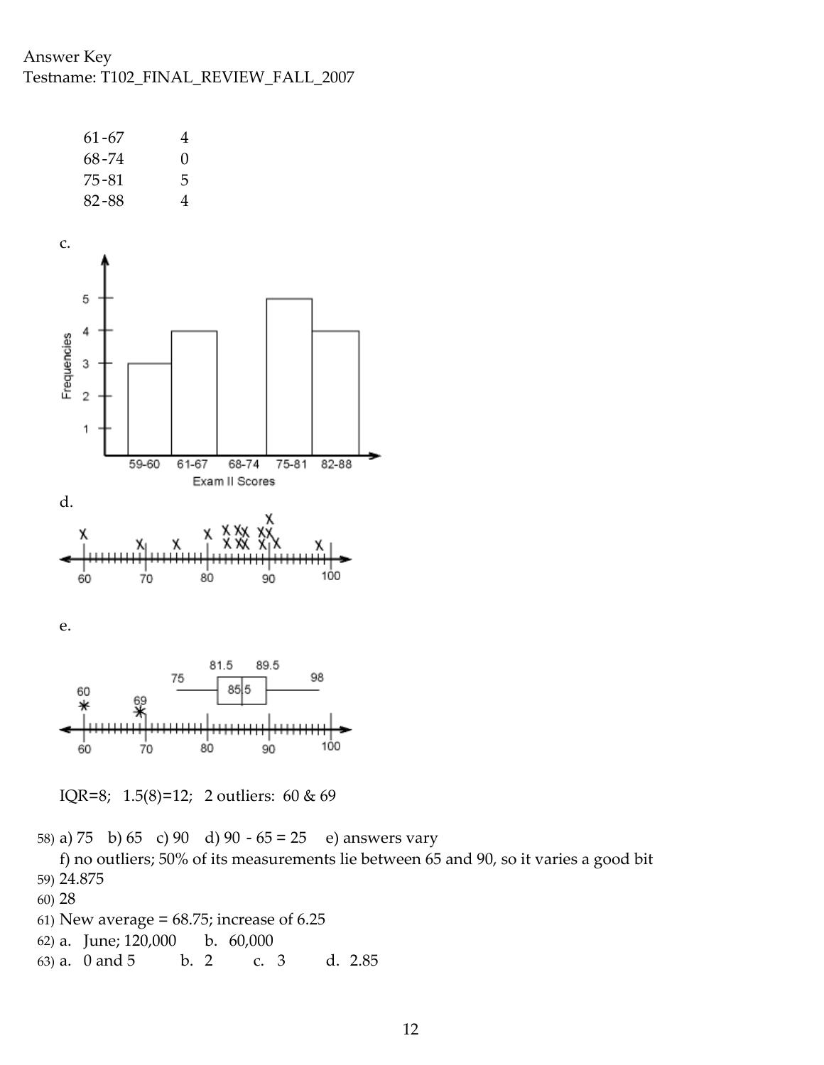Answer Key
Testname: T102_FINAL_REVIEW_FALL_2007

| | |
|---|---|
| 61-67 | 4 |
| 68-74 | 0 |
| 75-81 | 5 |
| 82-88 | 4 |

c.

d.

e.

IQR=8; 1.5(8)=12; 2 outliers: 60 & 69

58) a) 75 b) 65 c) 90 d) 90 - 65 = 25 e) answers vary
f) no outliers; 50% of its measurements lie between 65 and 90, so it varies a good bit

59) 24.875

60) 28

61) New average = 68.75; increase of 6.25

62) a. June; 120,000 b. 60,000

63) a. 0 and 5 b. 2 c. 3 d. 2.85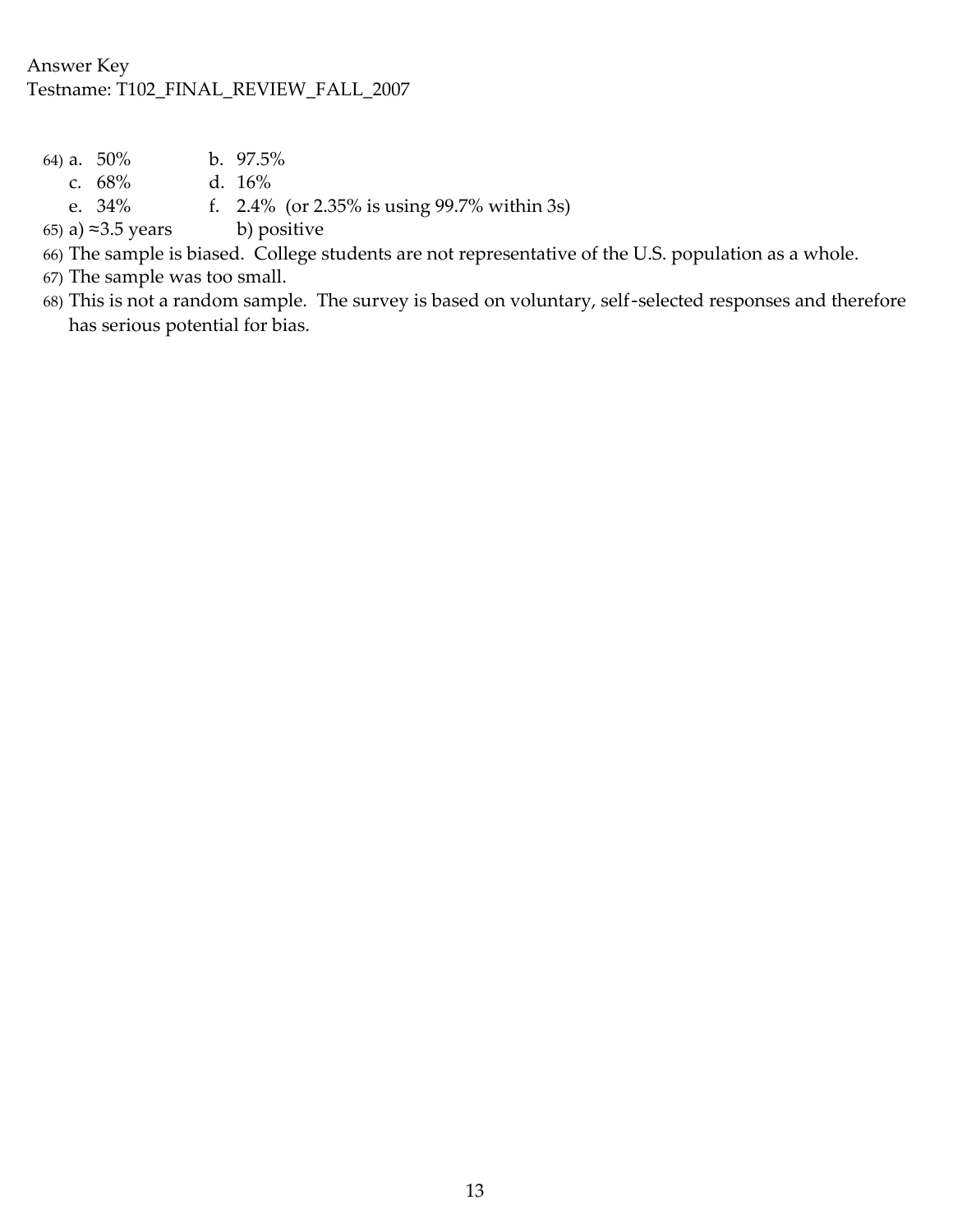Answer Key
Testname: T102_FINAL_REVIEW_FALL_2007

64) a. 50% b. 97.5%
c. 68% d. 16%
e. 34% f. 2.4% (or 2.35% is using 99.7% within 3s)

65) a) ≈3.5 years b) positive

66) The sample is biased. College students are not representative of the U.S. population as a whole.

67) The sample was too small.

68) This is not a random sample. The survey is based on voluntary, self-selected responses and therefore has serious potential for bias.